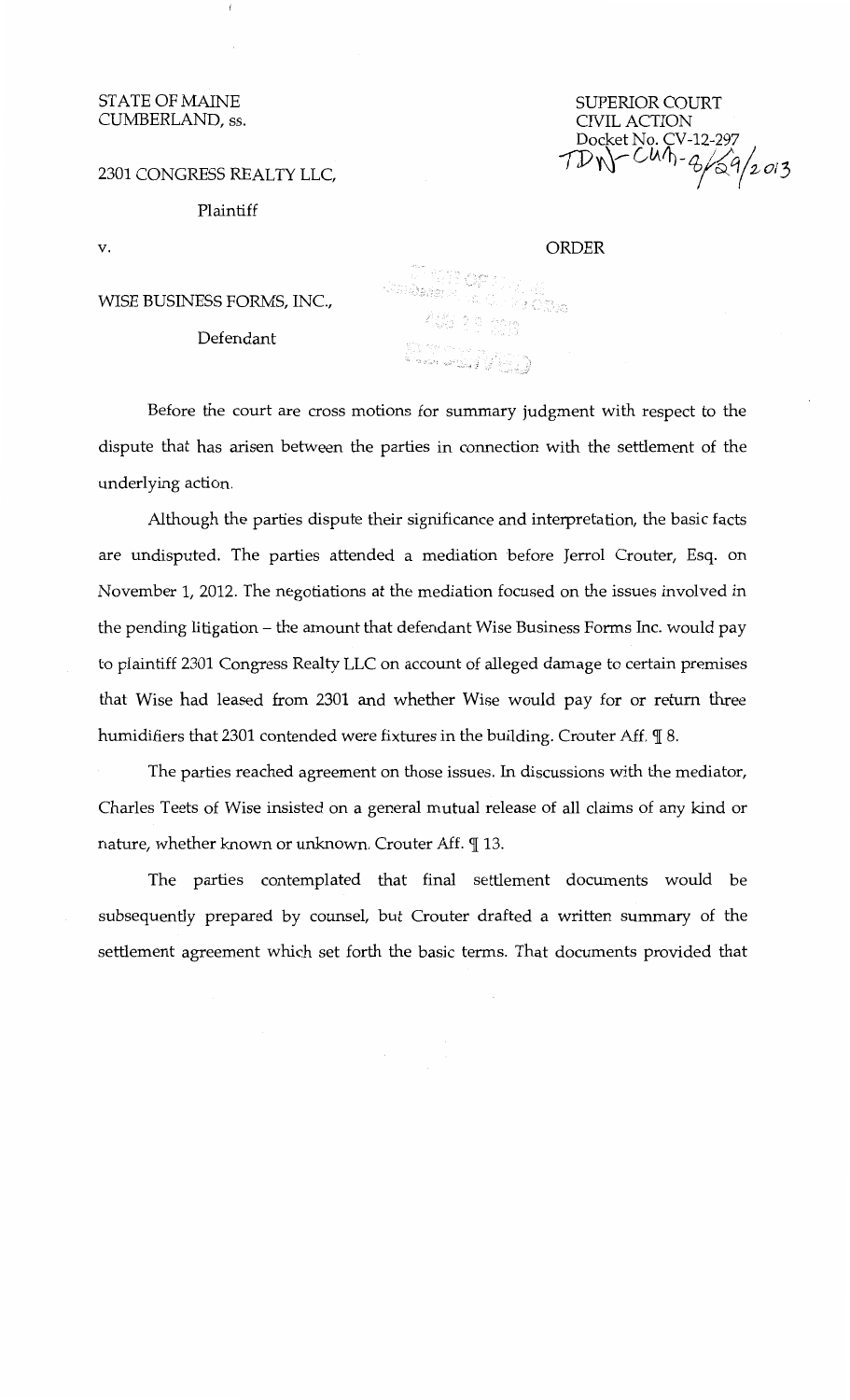STATE OF MAINE
CUMBERLAND, ss.

SUPERIOR COURT
CIVIL ACTION
Docket No. CV-12-297
TDW-CUM-8/29/2013

2301 CONGRESS REALTY LLC,

Plaintiff

v.

ORDER

WISE BUSINESS FORMS, INC.,

Defendant

Before the court are cross motions for summary judgment with respect to the dispute that has arisen between the parties in connection with the settlement of the underlying action.

Although the parties dispute their significance and interpretation, the basic facts are undisputed. The parties attended a mediation before Jerrol Crouter, Esq. on November 1, 2012. The negotiations at the mediation focused on the issues involved in the pending litigation – the amount that defendant Wise Business Forms Inc. would pay to plaintiff 2301 Congress Realty LLC on account of alleged damage to certain premises that Wise had leased from 2301 and whether Wise would pay for or return three humidifiers that 2301 contended were fixtures in the building. Crouter Aff. ¶ 8.

The parties reached agreement on those issues. In discussions with the mediator, Charles Teets of Wise insisted on a general mutual release of all claims of any kind or nature, whether known or unknown. Crouter Aff. ¶ 13.

The parties contemplated that final settlement documents would be subsequently prepared by counsel, but Crouter drafted a written summary of the settlement agreement which set forth the basic terms. That documents provided that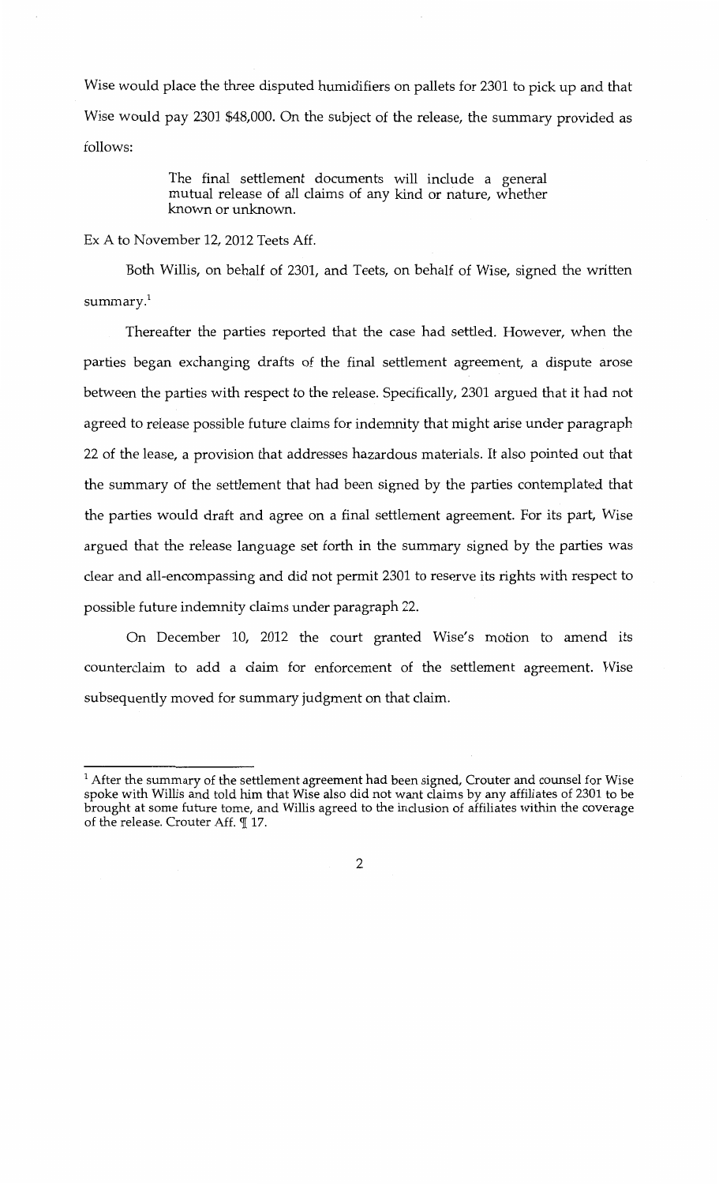Wise would place the three disputed humidifiers on pallets for 2301 to pick up and that Wise would pay 2301 $48,000. On the subject of the release, the summary provided as follows:

> The final settlement documents will include a general mutual release of all claims of any kind or nature, whether known or unknown.

Ex A to November 12, 2012 Teets Aff.

Both Willis, on behalf of 2301, and Teets, on behalf of Wise, signed the written summary.[1]

Thereafter the parties reported that the case had settled. However, when the parties began exchanging drafts of the final settlement agreement, a dispute arose between the parties with respect to the release. Specifically, 2301 argued that it had not agreed to release possible future claims for indemnity that might arise under paragraph 22 of the lease, a provision that addresses hazardous materials. It also pointed out that the summary of the settlement that had been signed by the parties contemplated that the parties would draft and agree on a final settlement agreement. For its part, Wise argued that the release language set forth in the summary signed by the parties was clear and all-encompassing and did not permit 2301 to reserve its rights with respect to possible future indemnity claims under paragraph 22.

On December 10, 2012 the court granted Wise's motion to amend its counterclaim to add a claim for enforcement of the settlement agreement. Wise subsequently moved for summary judgment on that claim.

---

[1] After the summary of the settlement agreement had been signed, Crouter and counsel for Wise spoke with Willis and told him that Wise also did not want claims by any affiliates of 2301 to be brought at some future tome, and Willis agreed to the inclusion of affiliates within the coverage of the release. Crouter Aff. ¶ 17.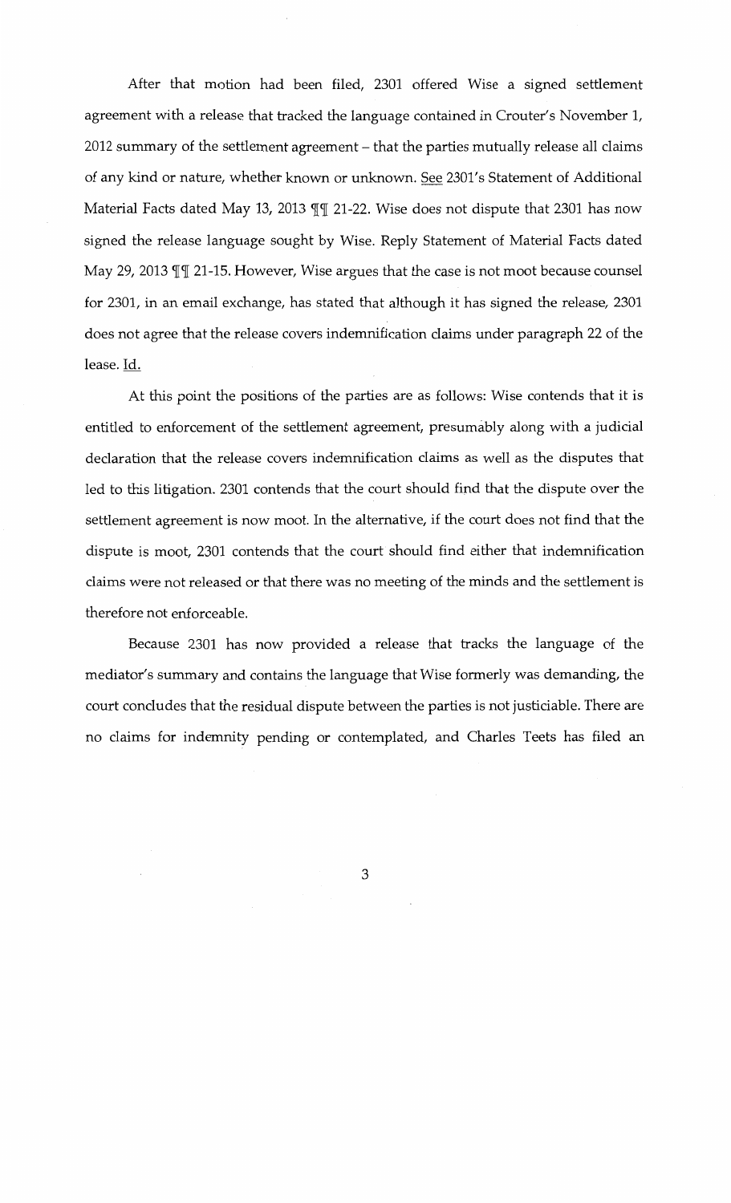After that motion had been filed, 2301 offered Wise a signed settlement agreement with a release that tracked the language contained in Crouter's November 1, 2012 summary of the settlement agreement – that the parties mutually release all claims of any kind or nature, whether known or unknown. See 2301's Statement of Additional Material Facts dated May 13, 2013 ¶¶ 21-22. Wise does not dispute that 2301 has now signed the release language sought by Wise. Reply Statement of Material Facts dated May 29, 2013 ¶¶ 21-15. However, Wise argues that the case is not moot because counsel for 2301, in an email exchange, has stated that although it has signed the release, 2301 does not agree that the release covers indemnification claims under paragraph 22 of the lease. Id.

At this point the positions of the parties are as follows: Wise contends that it is entitled to enforcement of the settlement agreement, presumably along with a judicial declaration that the release covers indemnification claims as well as the disputes that led to this litigation. 2301 contends that the court should find that the dispute over the settlement agreement is now moot. In the alternative, if the court does not find that the dispute is moot, 2301 contends that the court should find either that indemnification claims were not released or that there was no meeting of the minds and the settlement is therefore not enforceable.

Because 2301 has now provided a release that tracks the language of the mediator's summary and contains the language that Wise formerly was demanding, the court concludes that the residual dispute between the parties is not justiciable. There are no claims for indemnity pending or contemplated, and Charles Teets has filed an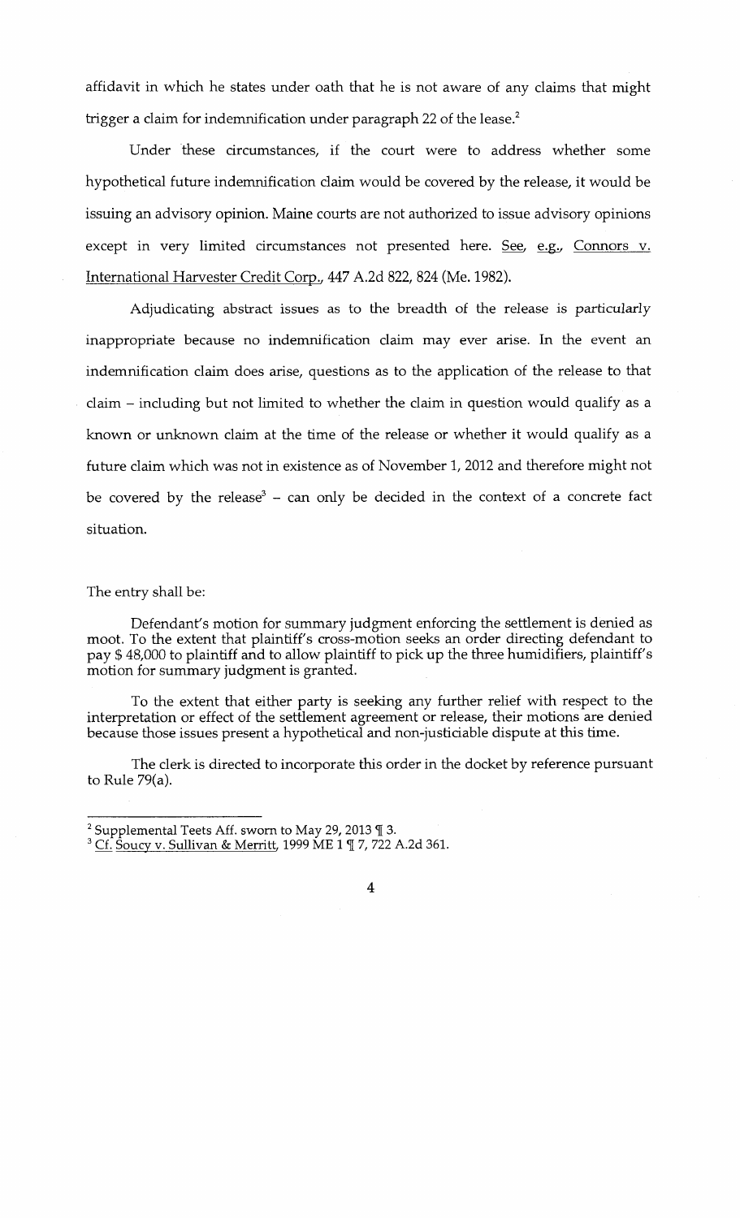affidavit in which he states under oath that he is not aware of any claims that might trigger a claim for indemnification under paragraph 22 of the lease.[2]

Under these circumstances, if the court were to address whether some hypothetical future indemnification claim would be covered by the release, it would be issuing an advisory opinion. Maine courts are not authorized to issue advisory opinions except in very limited circumstances not presented here. See, e.g., Connors v. International Harvester Credit Corp., 447 A.2d 822, 824 (Me. 1982).

Adjudicating abstract issues as to the breadth of the release is particularly inappropriate because no indemnification claim may ever arise. In the event an indemnification claim does arise, questions as to the application of the release to that claim – including but not limited to whether the claim in question would qualify as a known or unknown claim at the time of the release or whether it would qualify as a future claim which was not in existence as of November 1, 2012 and therefore might not be covered by the release[3] – can only be decided in the context of a concrete fact situation.

The entry shall be:

Defendant's motion for summary judgment enforcing the settlement is denied as moot. To the extent that plaintiff's cross-motion seeks an order directing defendant to pay $ 48,000 to plaintiff and to allow plaintiff to pick up the three humidifiers, plaintiff's motion for summary judgment is granted.

To the extent that either party is seeking any further relief with respect to the interpretation or effect of the settlement agreement or release, their motions are denied because those issues present a hypothetical and non-justiciable dispute at this time.

The clerk is directed to incorporate this order in the docket by reference pursuant to Rule 79(a).

---

[2] Supplemental Teets Aff. sworn to May 29, 2013 ¶ 3.

[3] Cf. Soucy v. Sullivan & Merritt, 1999 ME 1 ¶ 7, 722 A.2d 361.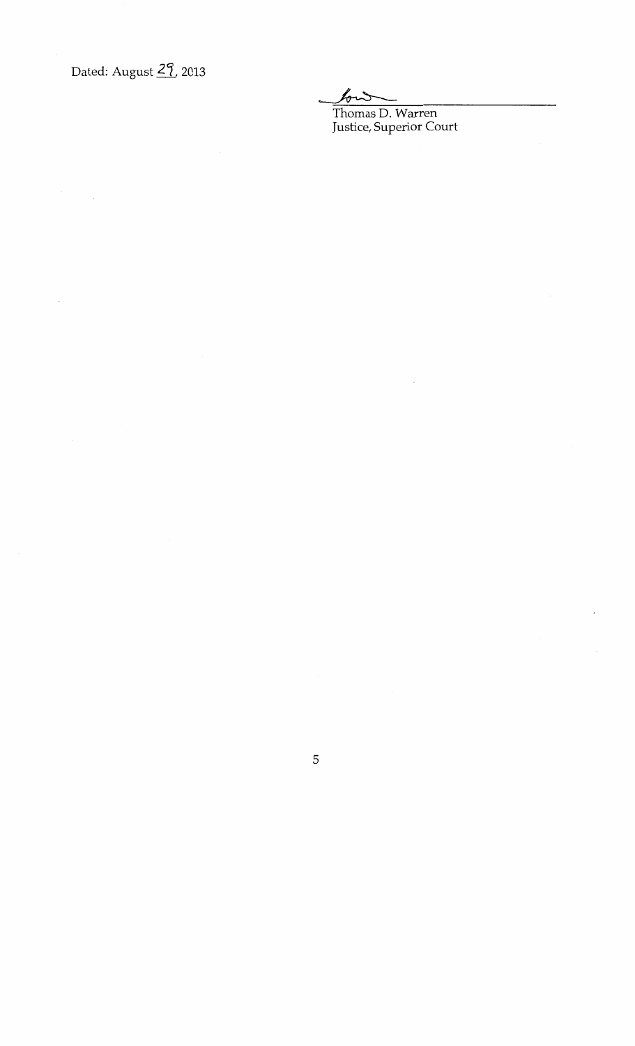Dated: August 29, 2013

Thomas D. Warren
Justice, Superior Court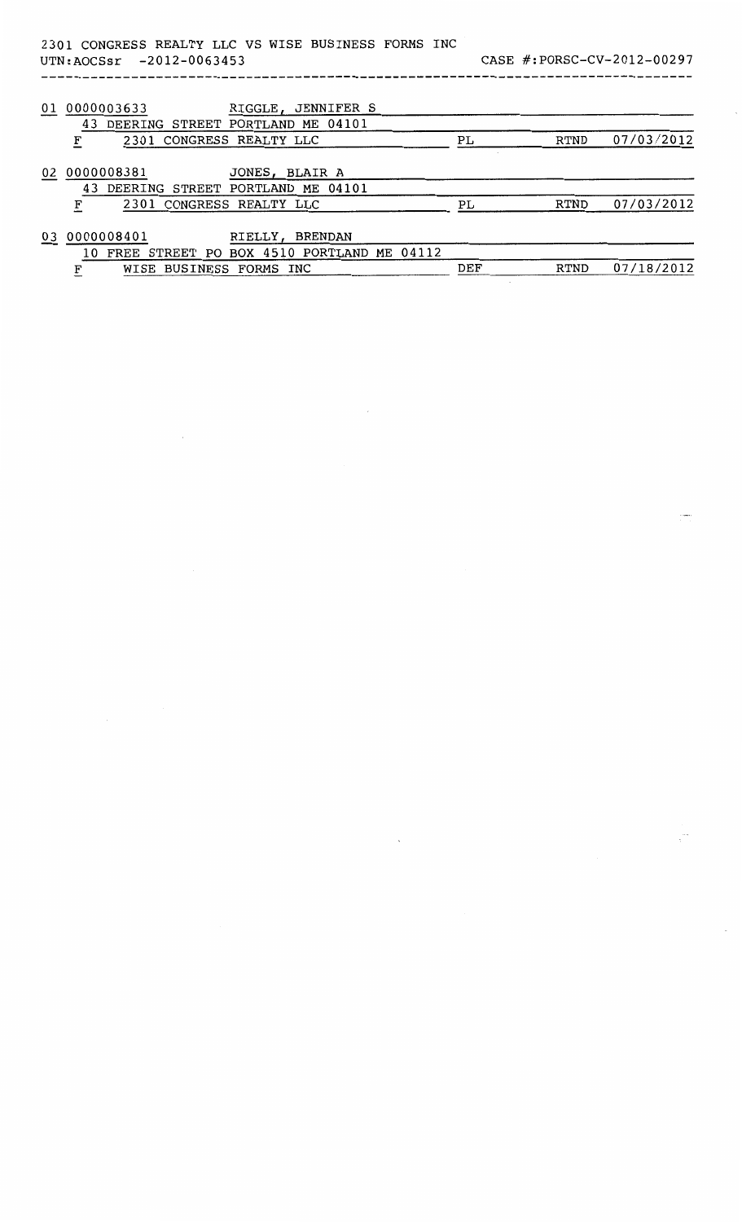2301 CONGRESS REALTY LLC VS WISE BUSINESS FORMS INC
UTN:AOCSsr -2012-0063453 CASE #:PORSC-CV-2012-00297

01 0000003633 RIGGLE, JENNIFER S
43 DEERING STREET PORTLAND ME 04101
F 2301 CONGRESS REALTY LLC PL RTND 07/03/2012

02 0000008381 JONES, BLAIR A
43 DEERING STREET PORTLAND ME 04101
F 2301 CONGRESS REALTY LLC PL RTND 07/03/2012

03 0000008401 RIELLY, BRENDAN
10 FREE STREET PO BOX 4510 PORTLAND ME 04112
F WISE BUSINESS FORMS INC DEF RTND 07/18/2012